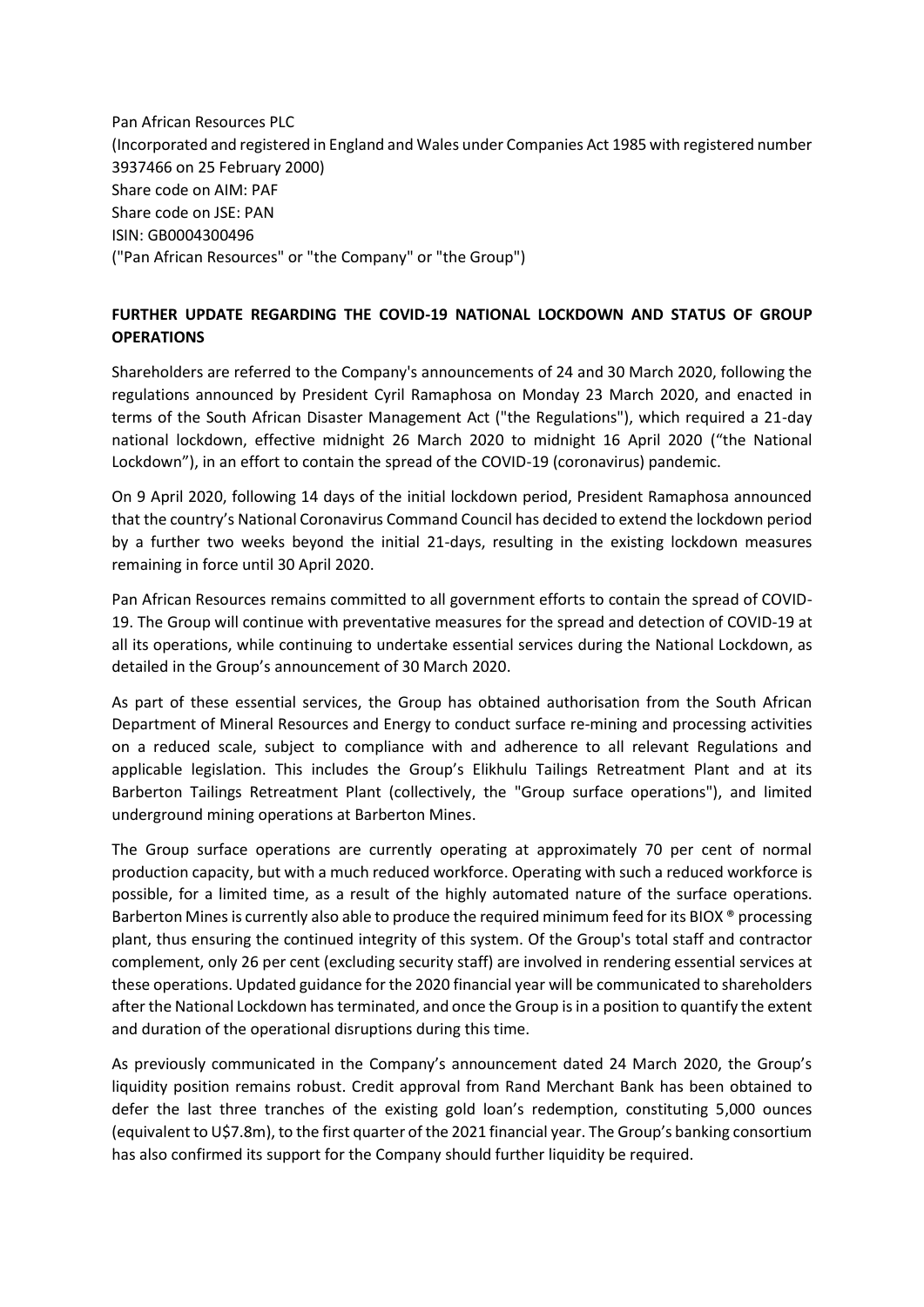Pan African Resources PLC
(Incorporated and registered in England and Wales under Companies Act 1985 with registered number 3937466 on 25 February 2000)
Share code on AIM: PAF
Share code on JSE: PAN
ISIN: GB0004300496
("Pan African Resources" or "the Company" or "the Group")

**FURTHER UPDATE REGARDING THE COVID-19 NATIONAL LOCKDOWN AND STATUS OF GROUP OPERATIONS**

Shareholders are referred to the Company's announcements of 24 and 30 March 2020, following the regulations announced by President Cyril Ramaphosa on Monday 23 March 2020, and enacted in terms of the South African Disaster Management Act ("the Regulations"), which required a 21-day national lockdown, effective midnight 26 March 2020 to midnight 16 April 2020 ("the National Lockdown"), in an effort to contain the spread of the COVID-19 (coronavirus) pandemic.

On 9 April 2020, following 14 days of the initial lockdown period, President Ramaphosa announced that the country's National Coronavirus Command Council has decided to extend the lockdown period by a further two weeks beyond the initial 21-days, resulting in the existing lockdown measures remaining in force until 30 April 2020.

Pan African Resources remains committed to all government efforts to contain the spread of COVID-19. The Group will continue with preventative measures for the spread and detection of COVID-19 at all its operations, while continuing to undertake essential services during the National Lockdown, as detailed in the Group's announcement of 30 March 2020.

As part of these essential services, the Group has obtained authorisation from the South African Department of Mineral Resources and Energy to conduct surface re-mining and processing activities on a reduced scale, subject to compliance with and adherence to all relevant Regulations and applicable legislation. This includes the Group's Elikhulu Tailings Retreatment Plant and at its Barberton Tailings Retreatment Plant (collectively, the "Group surface operations"), and limited underground mining operations at Barberton Mines.

The Group surface operations are currently operating at approximately 70 per cent of normal production capacity, but with a much reduced workforce. Operating with such a reduced workforce is possible, for a limited time, as a result of the highly automated nature of the surface operations. Barberton Mines is currently also able to produce the required minimum feed for its BIOX ® processing plant, thus ensuring the continued integrity of this system. Of the Group's total staff and contractor complement, only 26 per cent (excluding security staff) are involved in rendering essential services at these operations. Updated guidance for the 2020 financial year will be communicated to shareholders after the National Lockdown has terminated, and once the Group is in a position to quantify the extent and duration of the operational disruptions during this time.

As previously communicated in the Company's announcement dated 24 March 2020, the Group's liquidity position remains robust. Credit approval from Rand Merchant Bank has been obtained to defer the last three tranches of the existing gold loan's redemption, constituting 5,000 ounces (equivalent to U$7.8m), to the first quarter of the 2021 financial year. The Group's banking consortium has also confirmed its support for the Company should further liquidity be required.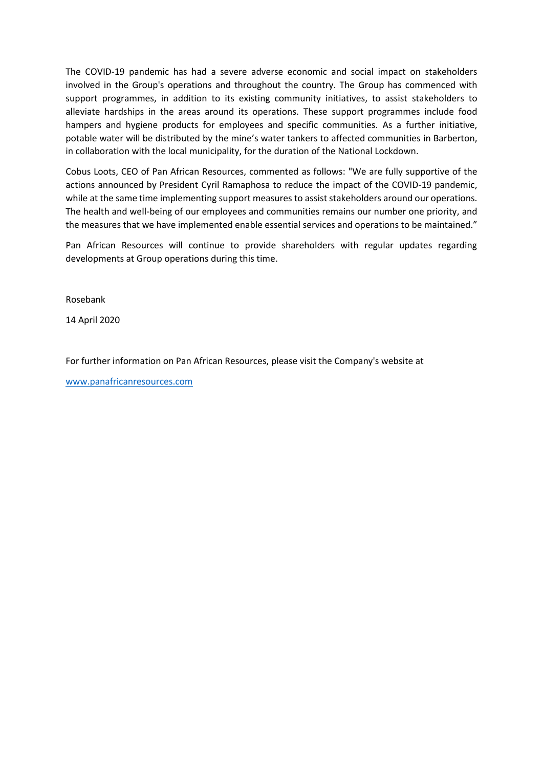The COVID-19 pandemic has had a severe adverse economic and social impact on stakeholders involved in the Group's operations and throughout the country. The Group has commenced with support programmes, in addition to its existing community initiatives, to assist stakeholders to alleviate hardships in the areas around its operations. These support programmes include food hampers and hygiene products for employees and specific communities. As a further initiative, potable water will be distributed by the mine's water tankers to affected communities in Barberton, in collaboration with the local municipality, for the duration of the National Lockdown.

Cobus Loots, CEO of Pan African Resources, commented as follows: "We are fully supportive of the actions announced by President Cyril Ramaphosa to reduce the impact of the COVID-19 pandemic, while at the same time implementing support measures to assist stakeholders around our operations. The health and well-being of our employees and communities remains our number one priority, and the measures that we have implemented enable essential services and operations to be maintained."

Pan African Resources will continue to provide shareholders with regular updates regarding developments at Group operations during this time.

Rosebank

14 April 2020

For further information on Pan African Resources, please visit the Company's website at

[www.panafricanresources.com](http://www.panafricanresources.com)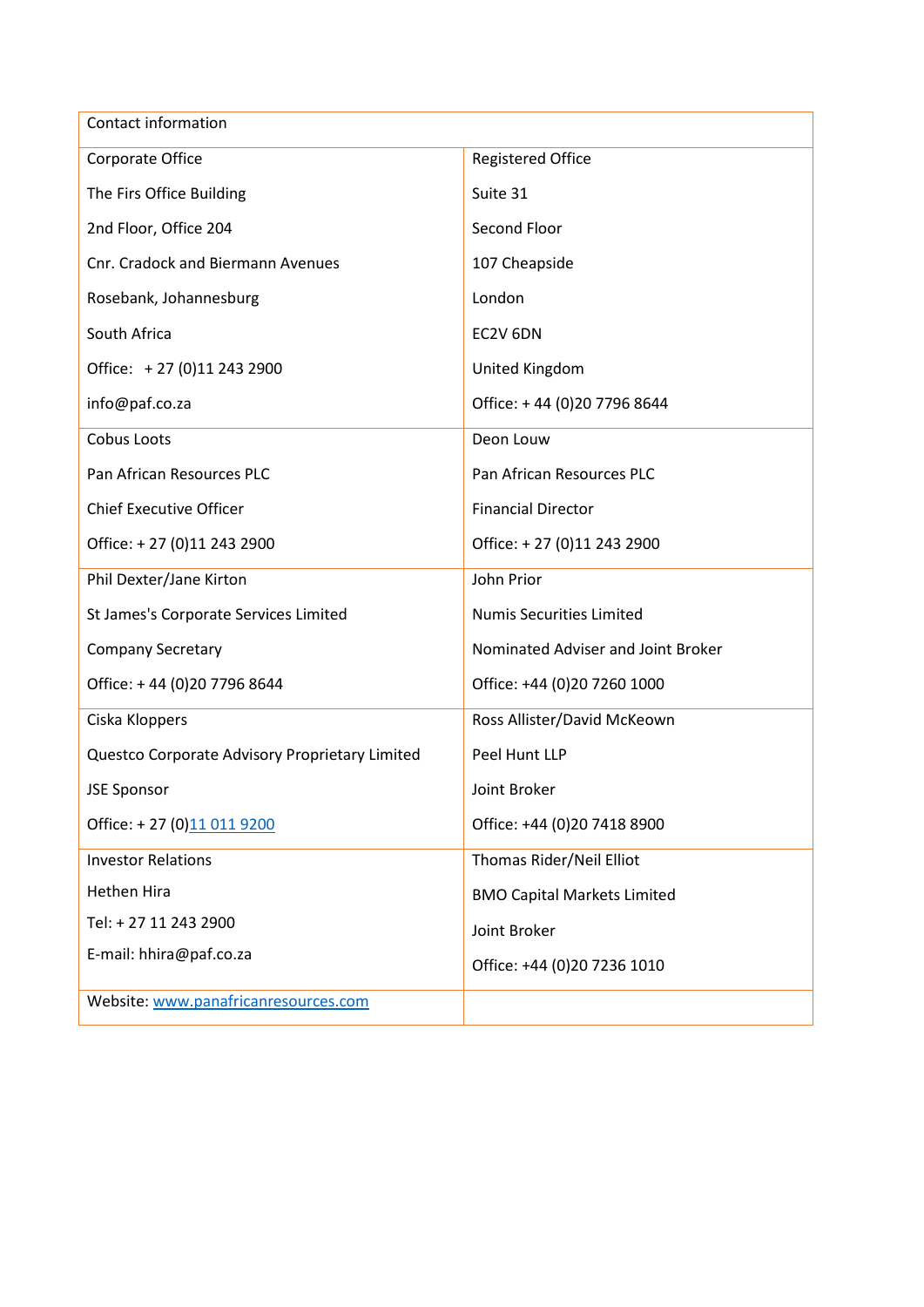| Contact information | |
|---|---|
| Corporate Office<br>The Firs Office Building<br>2nd Floor, Office 204<br>Cnr. Cradock and Biermann Avenues<br>Rosebank, Johannesburg<br>South Africa<br>Office: + 27 (0)11 243 2900<br>info@paf.co.za | Registered Office<br>Suite 31<br>Second Floor<br>107 Cheapside<br>London<br>EC2V 6DN<br>United Kingdom<br>Office: + 44 (0)20 7796 8644 |
| Cobus Loots<br>Pan African Resources PLC<br>Chief Executive Officer<br>Office: + 27 (0)11 243 2900 | Deon Louw<br>Pan African Resources PLC<br>Financial Director<br>Office: + 27 (0)11 243 2900 |
| Phil Dexter/Jane Kirton<br>St James's Corporate Services Limited<br>Company Secretary<br>Office: + 44 (0)20 7796 8644 | John Prior<br>Numis Securities Limited<br>Nominated Adviser and Joint Broker<br>Office: +44 (0)20 7260 1000 |
| Ciska Kloppers<br>Questco Corporate Advisory Proprietary Limited<br>JSE Sponsor<br>Office: + 27 (0)11 011 9200 | Ross Allister/David McKeown<br>Peel Hunt LLP<br>Joint Broker<br>Office: +44 (0)20 7418 8900 |
| Investor Relations<br>Hethen Hira<br>Tel: + 27 11 243 2900<br>E-mail: hhira@paf.co.za | Thomas Rider/Neil Elliot<br>BMO Capital Markets Limited<br>Joint Broker<br>Office: +44 (0)20 7236 1010 |
| Website: www.panafricanresources.com | |